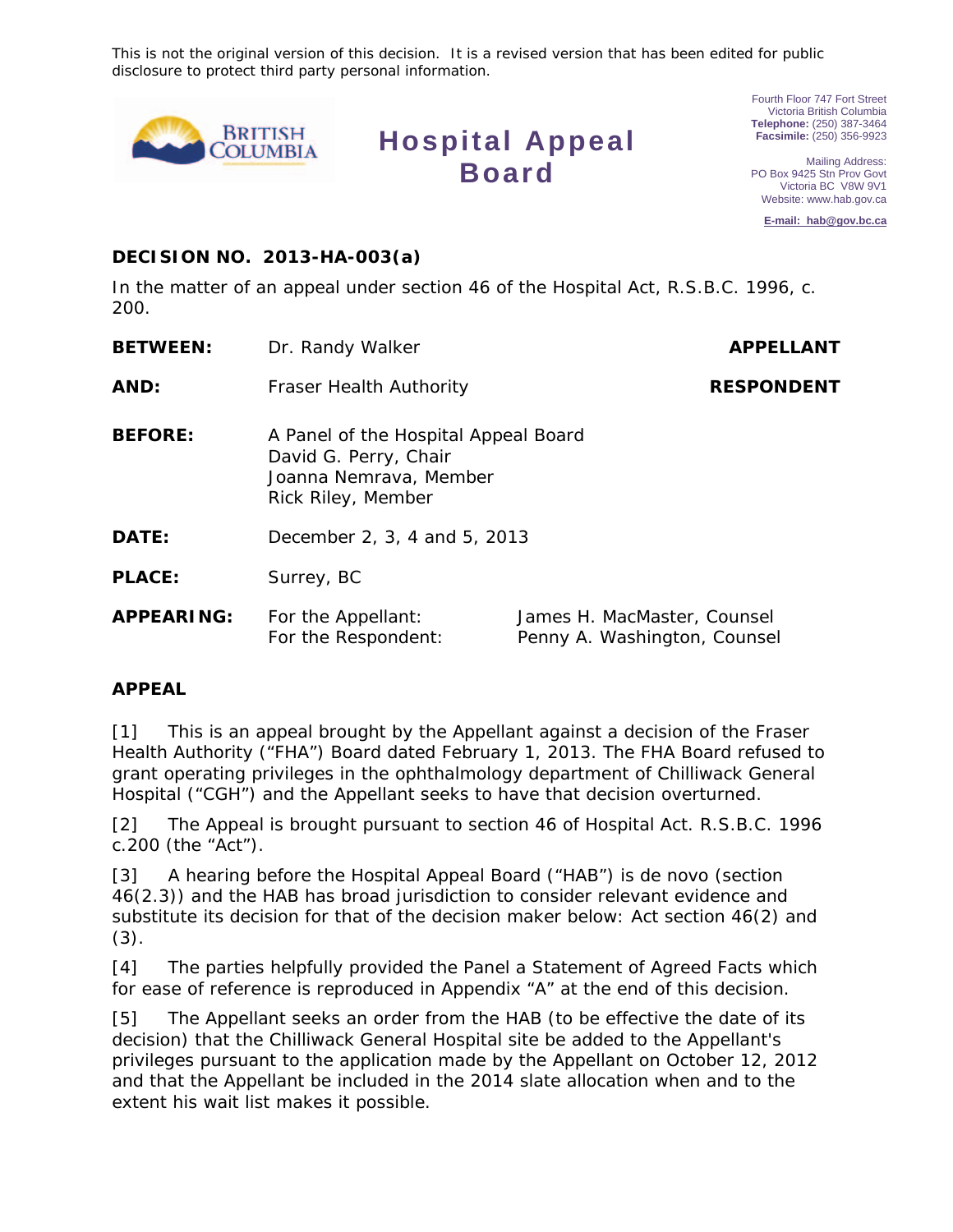This is not the original version of this decision. It is a revised version that has been edited for public disclosure to protect third party personal information.

# Hospital Appeal Board

Fourth Floor 747 Fort Street
Victoria British Columbia
**Telephone:** (250) 387-3464
**Facsimile:** (250) 356-9923

Mailing Address:
PO Box 9425 Stn Prov Govt
Victoria BC V8W 9V1
Website: www.hab.gov.ca

**E-mail: hab@gov.bc.ca**

## DECISION NO. 2013-HA-003(a)

In the matter of an appeal under section 46 of the Hospital Act, R.S.B.C. 1996, c. 200.

| | | |
|---|---|---|
| **BETWEEN:** | Dr. Randy Walker | **APPELLANT** |
| **AND:** | Fraser Health Authority | **RESPONDENT** |
| **BEFORE:** | A Panel of the Hospital Appeal Board<br>David G. Perry, Chair<br>Joanna Nemrava, Member<br>Rick Riley, Member | |
| **DATE:** | December 2, 3, 4 and 5, 2013 | |
| **PLACE:** | Surrey, BC | |
| **APPEARING:** | For the Appellant:<br>For the Respondent: | James H. MacMaster, Counsel<br>Penny A. Washington, Counsel |

## APPEAL

[1] This is an appeal brought by the Appellant against a decision of the Fraser Health Authority ("FHA") Board dated February 1, 2013. The FHA Board refused to grant operating privileges in the ophthalmology department of Chilliwack General Hospital ("CGH") and the Appellant seeks to have that decision overturned.

[2] The Appeal is brought pursuant to section 46 of Hospital Act. R.S.B.C. 1996 c.200 (the "Act").

[3] A hearing before the Hospital Appeal Board ("HAB") is de novo (section 46(2.3)) and the HAB has broad jurisdiction to consider relevant evidence and substitute its decision for that of the decision maker below: Act section 46(2) and (3).

[4] The parties helpfully provided the Panel a Statement of Agreed Facts which for ease of reference is reproduced in Appendix "A" at the end of this decision.

[5] The Appellant seeks an order from the HAB (to be effective the date of its decision) that the Chilliwack General Hospital site be added to the Appellant's privileges pursuant to the application made by the Appellant on October 12, 2012 and that the Appellant be included in the 2014 slate allocation when and to the extent his wait list makes it possible.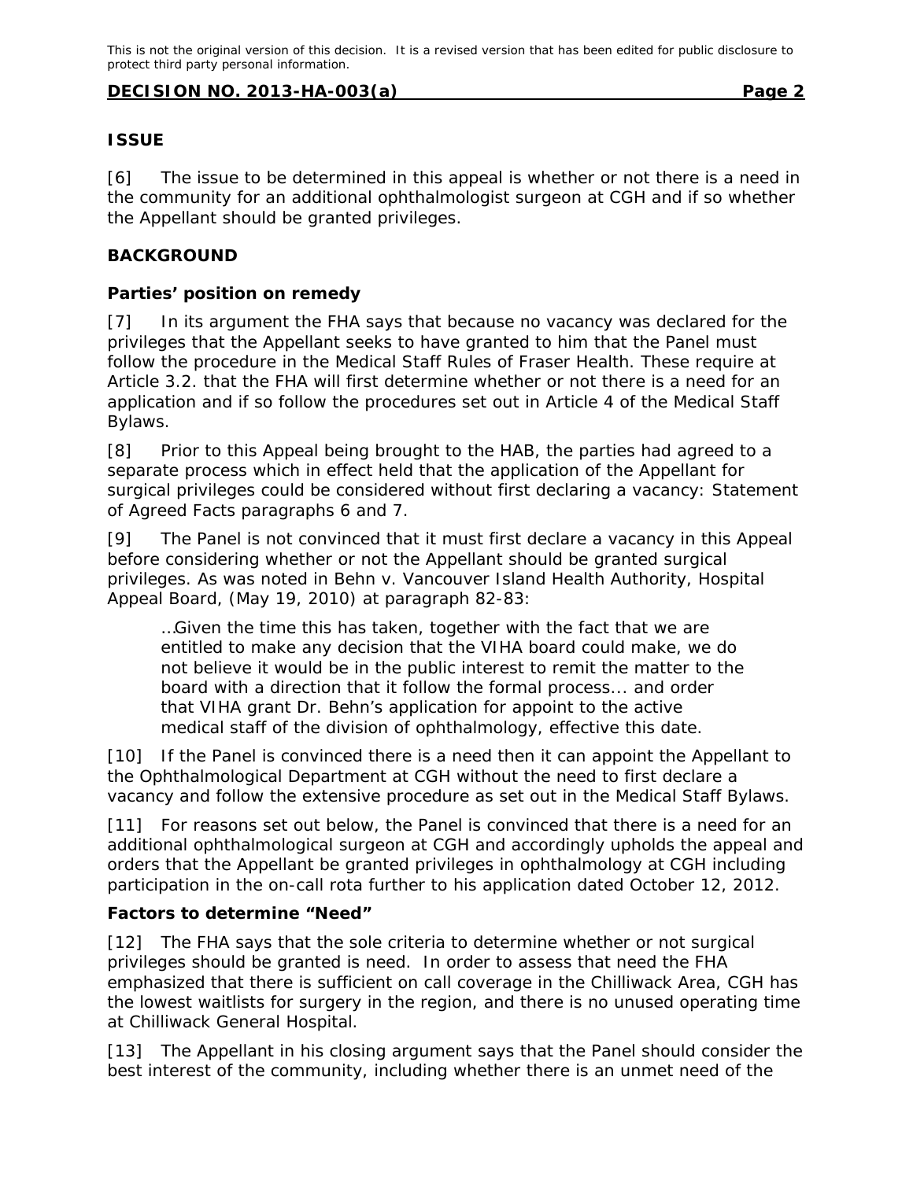## ISSUE

[6] The issue to be determined in this appeal is whether or not there is a need in the community for an additional ophthalmologist surgeon at CGH and if so whether the Appellant should be granted privileges.

## BACKGROUND

### Parties' position on remedy

[7] In its argument the FHA says that because no vacancy was declared for the privileges that the Appellant seeks to have granted to him that the Panel must follow the procedure in the Medical Staff Rules of Fraser Health. These require at Article 3.2. that the FHA will first determine whether or not there is a need for an application and if so follow the procedures set out in Article 4 of the Medical Staff Bylaws.

[8] Prior to this Appeal being brought to the HAB, the parties had agreed to a separate process which in effect held that the application of the Appellant for surgical privileges could be considered without first declaring a vacancy: Statement of Agreed Facts paragraphs 6 and 7.

[9] The Panel is not convinced that it must first declare a vacancy in this Appeal before considering whether or not the Appellant should be granted surgical privileges. As was noted in Behn v. Vancouver Island Health Authority, Hospital Appeal Board, (May 19, 2010) at paragraph 82-83:

> …Given the time this has taken, together with the fact that we are entitled to make any decision that the VIHA board could make, we do not believe it would be in the public interest to remit the matter to the board with a direction that it follow the formal process... and order that VIHA grant Dr. Behn's application for appoint to the active medical staff of the division of ophthalmology, effective this date.

[10] If the Panel is convinced there is a need then it can appoint the Appellant to the Ophthalmological Department at CGH without the need to first declare a vacancy and follow the extensive procedure as set out in the Medical Staff Bylaws.

[11] For reasons set out below, the Panel is convinced that there is a need for an additional ophthalmological surgeon at CGH and accordingly upholds the appeal and orders that the Appellant be granted privileges in ophthalmology at CGH including participation in the on-call rota further to his application dated October 12, 2012.

### Factors to determine "Need"

[12] The FHA says that the sole criteria to determine whether or not surgical privileges should be granted is need. In order to assess that need the FHA emphasized that there is sufficient on call coverage in the Chilliwack Area, CGH has the lowest waitlists for surgery in the region, and there is no unused operating time at Chilliwack General Hospital.

[13] The Appellant in his closing argument says that the Panel should consider the best interest of the community, including whether there is an unmet need of the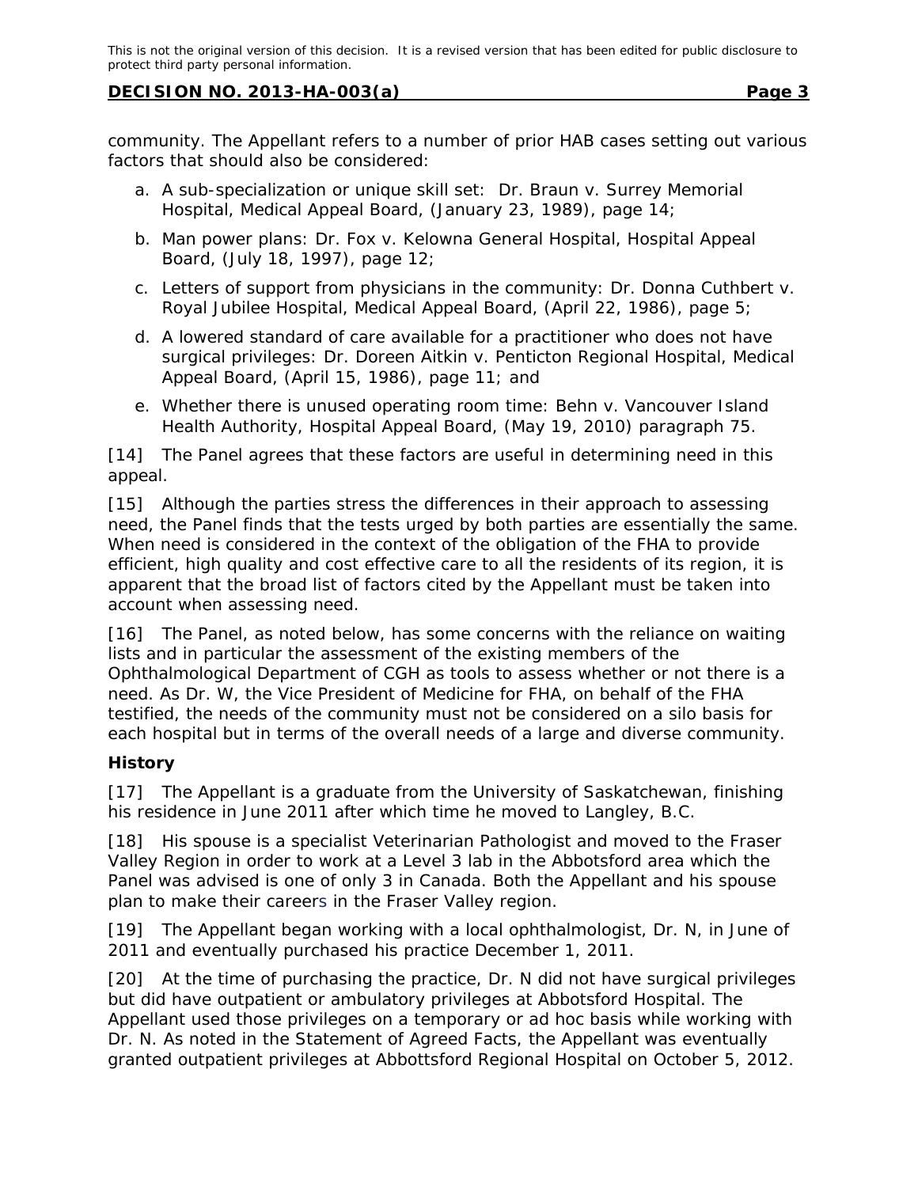community. The Appellant refers to a number of prior HAB cases setting out various factors that should also be considered:

a. A sub-specialization or unique skill set: Dr. Braun v. Surrey Memorial Hospital, Medical Appeal Board, (January 23, 1989), page 14;

b. Man power plans: Dr. Fox v. Kelowna General Hospital, Hospital Appeal Board, (July 18, 1997), page 12;

c. Letters of support from physicians in the community: Dr. Donna Cuthbert v. Royal Jubilee Hospital, Medical Appeal Board, (April 22, 1986), page 5;

d. A lowered standard of care available for a practitioner who does not have surgical privileges: Dr. Doreen Aitkin v. Penticton Regional Hospital, Medical Appeal Board, (April 15, 1986), page 11; and

e. Whether there is unused operating room time: Behn v. Vancouver Island Health Authority, Hospital Appeal Board, (May 19, 2010) paragraph 75.

[14] The Panel agrees that these factors are useful in determining need in this appeal.

[15] Although the parties stress the differences in their approach to assessing need, the Panel finds that the tests urged by both parties are essentially the same. When need is considered in the context of the obligation of the FHA to provide efficient, high quality and cost effective care to all the residents of its region, it is apparent that the broad list of factors cited by the Appellant must be taken into account when assessing need.

[16] The Panel, as noted below, has some concerns with the reliance on waiting lists and in particular the assessment of the existing members of the Ophthalmological Department of CGH as tools to assess whether or not there is a need. As Dr. W, the Vice President of Medicine for FHA, on behalf of the FHA testified, the needs of the community must not be considered on a silo basis for each hospital but in terms of the overall needs of a large and diverse community.

**History**

[17] The Appellant is a graduate from the University of Saskatchewan, finishing his residence in June 2011 after which time he moved to Langley, B.C.

[18] His spouse is a specialist Veterinarian Pathologist and moved to the Fraser Valley Region in order to work at a Level 3 lab in the Abbotsford area which the Panel was advised is one of only 3 in Canada. Both the Appellant and his spouse plan to make their careers in the Fraser Valley region.

[19] The Appellant began working with a local ophthalmologist, Dr. N, in June of 2011 and eventually purchased his practice December 1, 2011.

[20] At the time of purchasing the practice, Dr. N did not have surgical privileges but did have outpatient or ambulatory privileges at Abbotsford Hospital. The Appellant used those privileges on a temporary or ad hoc basis while working with Dr. N. As noted in the Statement of Agreed Facts, the Appellant was eventually granted outpatient privileges at Abbottsford Regional Hospital on October 5, 2012.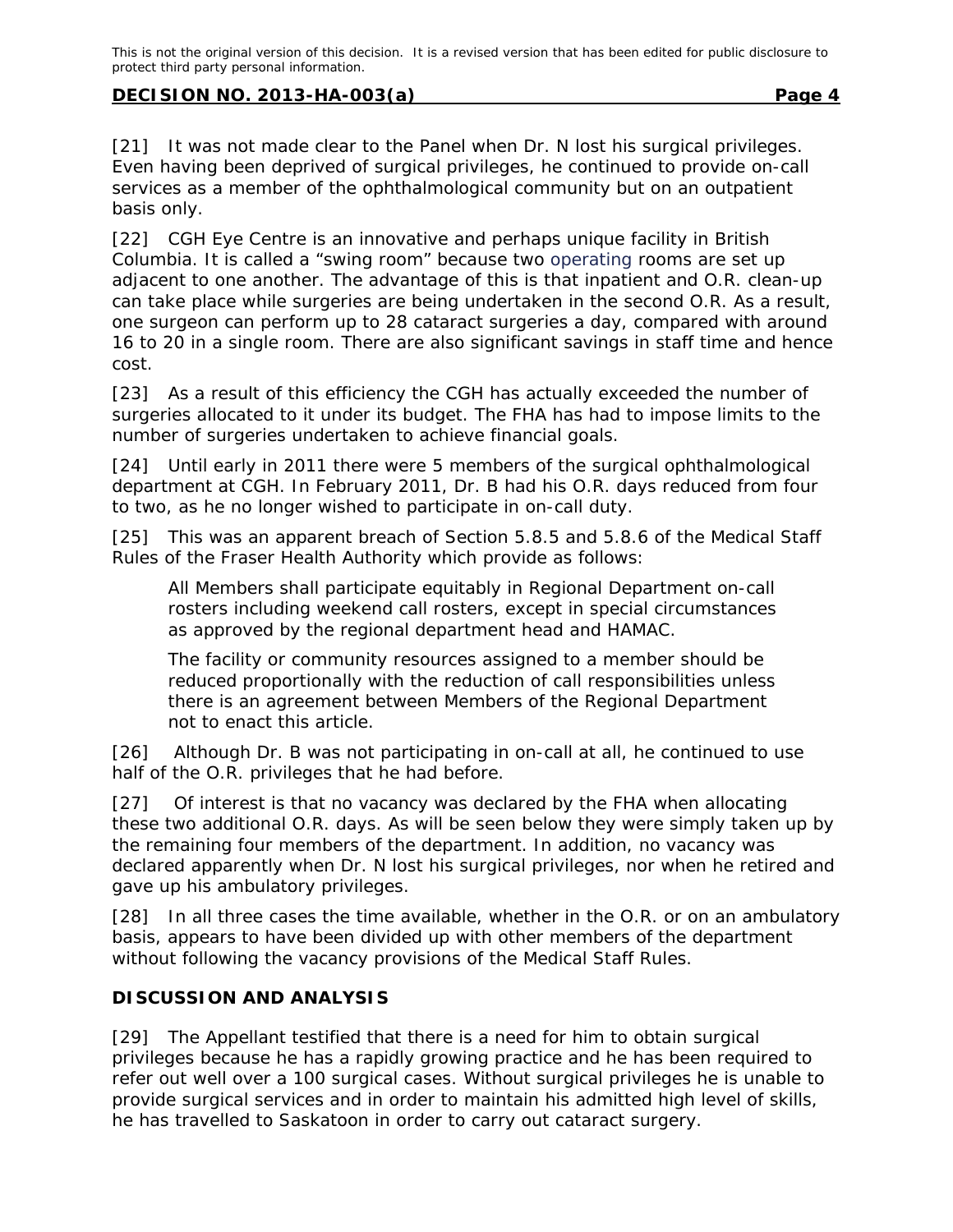[21] It was not made clear to the Panel when Dr. N lost his surgical privileges. Even having been deprived of surgical privileges, he continued to provide on-call services as a member of the ophthalmological community but on an outpatient basis only.

[22] CGH Eye Centre is an innovative and perhaps unique facility in British Columbia. It is called a "swing room" because two operating rooms are set up adjacent to one another. The advantage of this is that inpatient and O.R. clean-up can take place while surgeries are being undertaken in the second O.R. As a result, one surgeon can perform up to 28 cataract surgeries a day, compared with around 16 to 20 in a single room. There are also significant savings in staff time and hence cost.

[23] As a result of this efficiency the CGH has actually exceeded the number of surgeries allocated to it under its budget. The FHA has had to impose limits to the number of surgeries undertaken to achieve financial goals.

[24] Until early in 2011 there were 5 members of the surgical ophthalmological department at CGH. In February 2011, Dr. B had his O.R. days reduced from four to two, as he no longer wished to participate in on-call duty.

[25] This was an apparent breach of Section 5.8.5 and 5.8.6 of the Medical Staff Rules of the Fraser Health Authority which provide as follows:

> All Members shall participate equitably in Regional Department on-call rosters including weekend call rosters, except in special circumstances as approved by the regional department head and HAMAC.
>
> The facility or community resources assigned to a member should be reduced proportionally with the reduction of call responsibilities unless there is an agreement between Members of the Regional Department not to enact this article.

[26] Although Dr. B was not participating in on-call at all, he continued to use half of the O.R. privileges that he had before.

[27] Of interest is that no vacancy was declared by the FHA when allocating these two additional O.R. days. As will be seen below they were simply taken up by the remaining four members of the department. In addition, no vacancy was declared apparently when Dr. N lost his surgical privileges, nor when he retired and gave up his ambulatory privileges.

[28] In all three cases the time available, whether in the O.R. or on an ambulatory basis, appears to have been divided up with other members of the department without following the vacancy provisions of the Medical Staff Rules.

## DISCUSSION AND ANALYSIS

[29] The Appellant testified that there is a need for him to obtain surgical privileges because he has a rapidly growing practice and he has been required to refer out well over a 100 surgical cases. Without surgical privileges he is unable to provide surgical services and in order to maintain his admitted high level of skills, he has travelled to Saskatoon in order to carry out cataract surgery.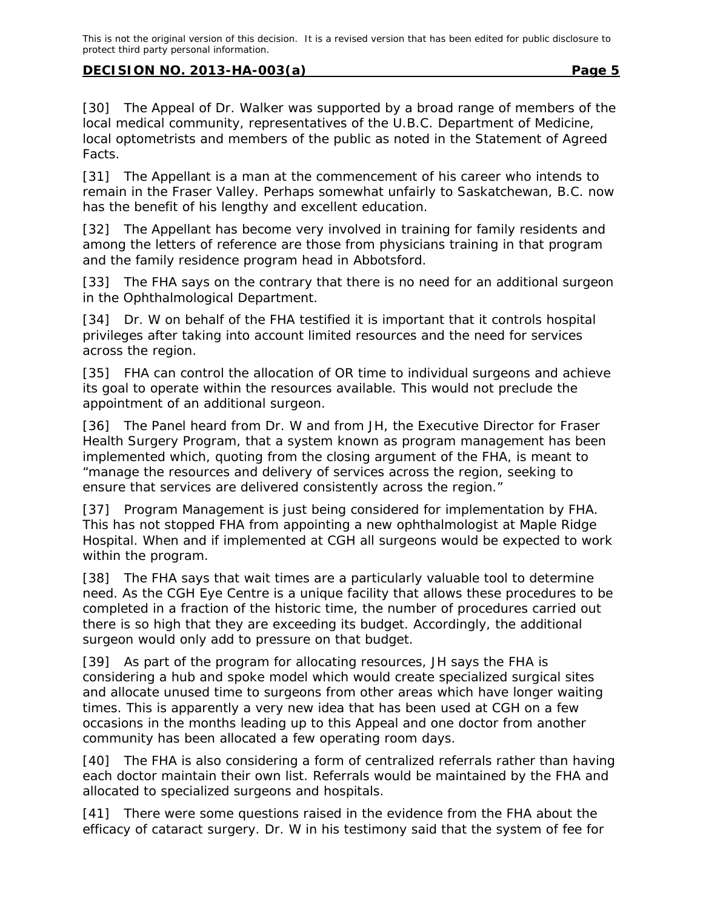[30] The Appeal of Dr. Walker was supported by a broad range of members of the local medical community, representatives of the U.B.C. Department of Medicine, local optometrists and members of the public as noted in the Statement of Agreed Facts.

[31] The Appellant is a man at the commencement of his career who intends to remain in the Fraser Valley. Perhaps somewhat unfairly to Saskatchewan, B.C. now has the benefit of his lengthy and excellent education.

[32] The Appellant has become very involved in training for family residents and among the letters of reference are those from physicians training in that program and the family residence program head in Abbotsford.

[33] The FHA says on the contrary that there is no need for an additional surgeon in the Ophthalmological Department.

[34] Dr. W on behalf of the FHA testified it is important that it controls hospital privileges after taking into account limited resources and the need for services across the region.

[35] FHA can control the allocation of OR time to individual surgeons and achieve its goal to operate within the resources available. This would not preclude the appointment of an additional surgeon.

[36] The Panel heard from Dr. W and from JH, the Executive Director for Fraser Health Surgery Program, that a system known as program management has been implemented which, quoting from the closing argument of the FHA, is meant to "manage the resources and delivery of services across the region, seeking to ensure that services are delivered consistently across the region."

[37] Program Management is just being considered for implementation by FHA. This has not stopped FHA from appointing a new ophthalmologist at Maple Ridge Hospital. When and if implemented at CGH all surgeons would be expected to work within the program.

[38] The FHA says that wait times are a particularly valuable tool to determine need. As the CGH Eye Centre is a unique facility that allows these procedures to be completed in a fraction of the historic time, the number of procedures carried out there is so high that they are exceeding its budget. Accordingly, the additional surgeon would only add to pressure on that budget.

[39] As part of the program for allocating resources, JH says the FHA is considering a hub and spoke model which would create specialized surgical sites and allocate unused time to surgeons from other areas which have longer waiting times. This is apparently a very new idea that has been used at CGH on a few occasions in the months leading up to this Appeal and one doctor from another community has been allocated a few operating room days.

[40] The FHA is also considering a form of centralized referrals rather than having each doctor maintain their own list. Referrals would be maintained by the FHA and allocated to specialized surgeons and hospitals.

[41] There were some questions raised in the evidence from the FHA about the efficacy of cataract surgery. Dr. W in his testimony said that the system of fee for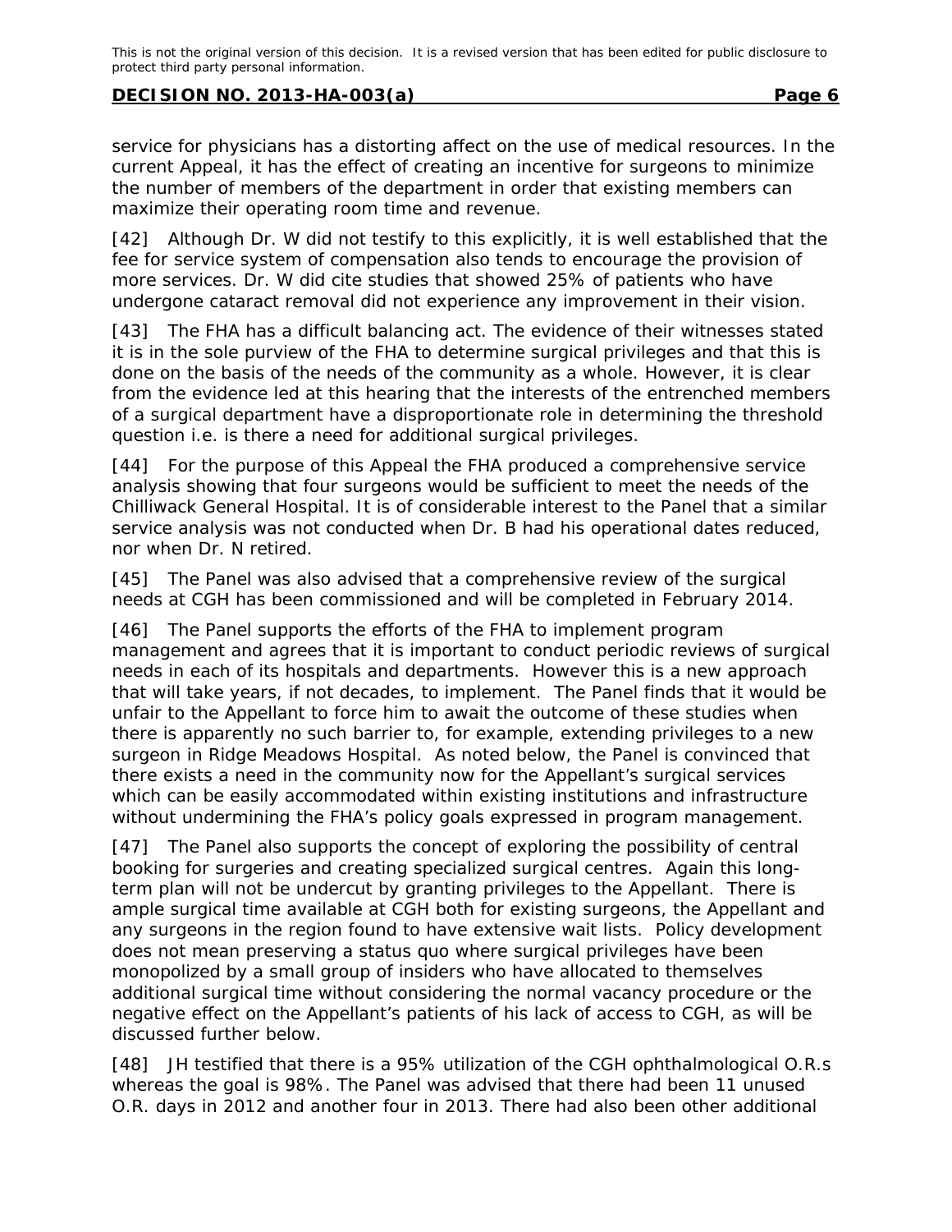service for physicians has a distorting affect on the use of medical resources. In the current Appeal, it has the effect of creating an incentive for surgeons to minimize the number of members of the department in order that existing members can maximize their operating room time and revenue.

[42] Although Dr. W did not testify to this explicitly, it is well established that the fee for service system of compensation also tends to encourage the provision of more services. Dr. W did cite studies that showed 25% of patients who have undergone cataract removal did not experience any improvement in their vision.

[43] The FHA has a difficult balancing act. The evidence of their witnesses stated it is in the sole purview of the FHA to determine surgical privileges and that this is done on the basis of the needs of the community as a whole. However, it is clear from the evidence led at this hearing that the interests of the entrenched members of a surgical department have a disproportionate role in determining the threshold question i.e. is there a need for additional surgical privileges.

[44] For the purpose of this Appeal the FHA produced a comprehensive service analysis showing that four surgeons would be sufficient to meet the needs of the Chilliwack General Hospital. It is of considerable interest to the Panel that a similar service analysis was not conducted when Dr. B had his operational dates reduced, nor when Dr. N retired.

[45] The Panel was also advised that a comprehensive review of the surgical needs at CGH has been commissioned and will be completed in February 2014.

[46] The Panel supports the efforts of the FHA to implement program management and agrees that it is important to conduct periodic reviews of surgical needs in each of its hospitals and departments. However this is a new approach that will take years, if not decades, to implement. The Panel finds that it would be unfair to the Appellant to force him to await the outcome of these studies when there is apparently no such barrier to, for example, extending privileges to a new surgeon in Ridge Meadows Hospital. As noted below, the Panel is convinced that there exists a need in the community now for the Appellant's surgical services which can be easily accommodated within existing institutions and infrastructure without undermining the FHA's policy goals expressed in program management.

[47] The Panel also supports the concept of exploring the possibility of central booking for surgeries and creating specialized surgical centres. Again this long-term plan will not be undercut by granting privileges to the Appellant. There is ample surgical time available at CGH both for existing surgeons, the Appellant and any surgeons in the region found to have extensive wait lists. Policy development does not mean preserving a status quo where surgical privileges have been monopolized by a small group of insiders who have allocated to themselves additional surgical time without considering the normal vacancy procedure or the negative effect on the Appellant's patients of his lack of access to CGH, as will be discussed further below.

[48] JH testified that there is a 95% utilization of the CGH ophthalmological O.R.s whereas the goal is 98%. The Panel was advised that there had been 11 unused O.R. days in 2012 and another four in 2013. There had also been other additional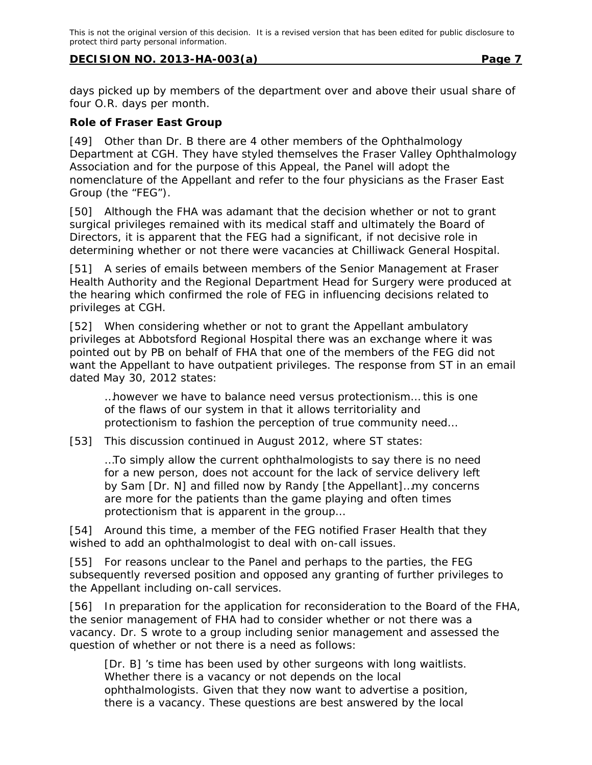days picked up by members of the department over and above their usual share of four O.R. days per month.

**Role of Fraser East Group**

[49] Other than Dr. B there are 4 other members of the Ophthalmology Department at CGH. They have styled themselves the Fraser Valley Ophthalmology Association and for the purpose of this Appeal, the Panel will adopt the nomenclature of the Appellant and refer to the four physicians as the Fraser East Group (the "FEG").

[50] Although the FHA was adamant that the decision whether or not to grant surgical privileges remained with its medical staff and ultimately the Board of Directors, it is apparent that the FEG had a significant, if not decisive role in determining whether or not there were vacancies at Chilliwack General Hospital.

[51] A series of emails between members of the Senior Management at Fraser Health Authority and the Regional Department Head for Surgery were produced at the hearing which confirmed the role of FEG in influencing decisions related to privileges at CGH.

[52] When considering whether or not to grant the Appellant ambulatory privileges at Abbotsford Regional Hospital there was an exchange where it was pointed out by PB on behalf of FHA that one of the members of the FEG did not want the Appellant to have outpatient privileges. The response from ST in an email dated May 30, 2012 states:

> …however we have to balance need versus protectionism… this is one of the flaws of our system in that it allows territoriality and protectionism to fashion the perception of true community need…

[53] This discussion continued in August 2012, where ST states:

> …To simply allow the current ophthalmologists to say there is no need for a new person, does not account for the lack of service delivery left by Sam [Dr. N] and filled now by Randy [the Appellant]…my concerns are more for the patients than the game playing and often times protectionism that is apparent in the group…

[54] Around this time, a member of the FEG notified Fraser Health that they wished to add an ophthalmologist to deal with on-call issues.

[55] For reasons unclear to the Panel and perhaps to the parties, the FEG subsequently reversed position and opposed any granting of further privileges to the Appellant including on-call services.

[56] In preparation for the application for reconsideration to the Board of the FHA, the senior management of FHA had to consider whether or not there was a vacancy. Dr. S wrote to a group including senior management and assessed the question of whether or not there is a need as follows:

> [Dr. B] 's time has been used by other surgeons with long waitlists. Whether there is a vacancy or not depends on the local ophthalmologists. Given that they now want to advertise a position, there is a vacancy. These questions are best answered by the local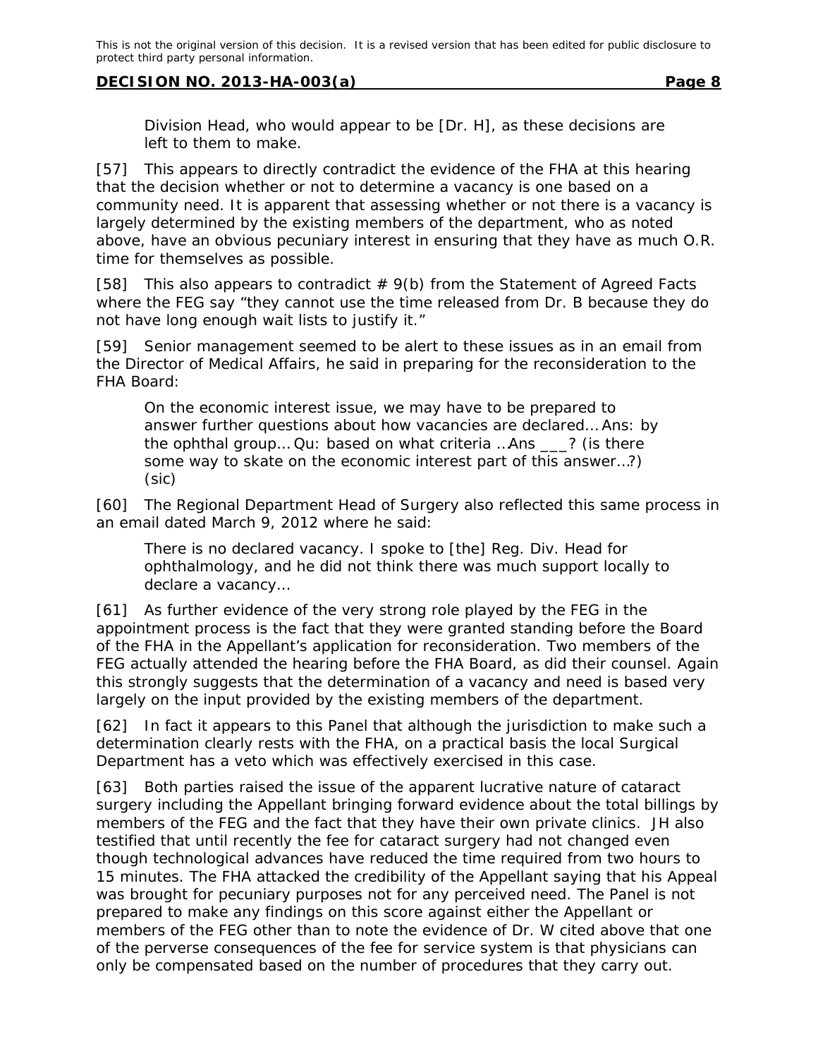Division Head, who would appear to be [Dr. H], as these decisions are left to them to make.

[57] This appears to directly contradict the evidence of the FHA at this hearing that the decision whether or not to determine a vacancy is one based on a community need. It is apparent that assessing whether or not there is a vacancy is largely determined by the existing members of the department, who as noted above, have an obvious pecuniary interest in ensuring that they have as much O.R. time for themselves as possible.

[58] This also appears to contradict # 9(b) from the Statement of Agreed Facts where the FEG say "they cannot use the time released from Dr. B because they do not have long enough wait lists to justify it."

[59] Senior management seemed to be alert to these issues as in an email from the Director of Medical Affairs, he said in preparing for the reconsideration to the FHA Board:

> On the economic interest issue, we may have to be prepared to answer further questions about how vacancies are declared… Ans: by the ophthal group… Qu: based on what criteria …Ans ___? (is there some way to skate on the economic interest part of this answer…?) (sic)

[60] The Regional Department Head of Surgery also reflected this same process in an email dated March 9, 2012 where he said:

> There is no declared vacancy. I spoke to [the] Reg. Div. Head for ophthalmology, and he did not think there was much support locally to declare a vacancy…

[61] As further evidence of the very strong role played by the FEG in the appointment process is the fact that they were granted standing before the Board of the FHA in the Appellant's application for reconsideration. Two members of the FEG actually attended the hearing before the FHA Board, as did their counsel. Again this strongly suggests that the determination of a vacancy and need is based very largely on the input provided by the existing members of the department.

[62] In fact it appears to this Panel that although the jurisdiction to make such a determination clearly rests with the FHA, on a practical basis the local Surgical Department has a veto which was effectively exercised in this case.

[63] Both parties raised the issue of the apparent lucrative nature of cataract surgery including the Appellant bringing forward evidence about the total billings by members of the FEG and the fact that they have their own private clinics. JH also testified that until recently the fee for cataract surgery had not changed even though technological advances have reduced the time required from two hours to 15 minutes. The FHA attacked the credibility of the Appellant saying that his Appeal was brought for pecuniary purposes not for any perceived need. The Panel is not prepared to make any findings on this score against either the Appellant or members of the FEG other than to note the evidence of Dr. W cited above that one of the perverse consequences of the fee for service system is that physicians can only be compensated based on the number of procedures that they carry out.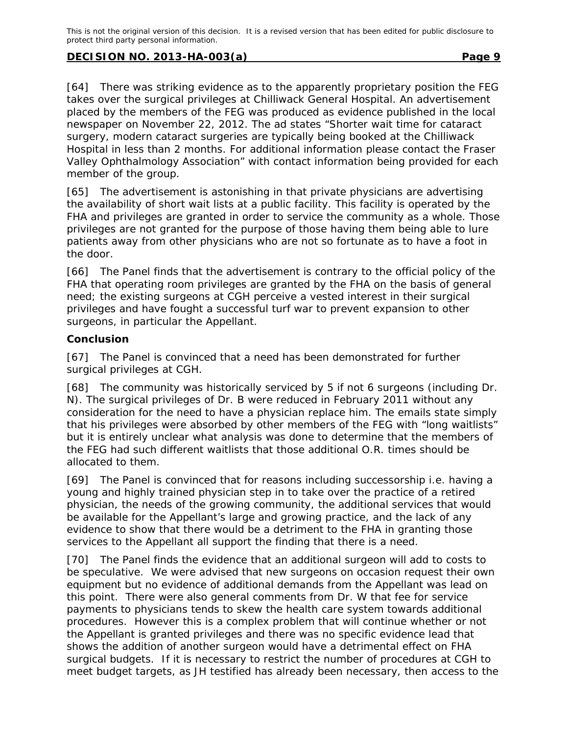[64] There was striking evidence as to the apparently proprietary position the FEG takes over the surgical privileges at Chilliwack General Hospital. An advertisement placed by the members of the FEG was produced as evidence published in the local newspaper on November 22, 2012. The ad states "Shorter wait time for cataract surgery, modern cataract surgeries are typically being booked at the Chilliwack Hospital in less than 2 months. For additional information please contact the Fraser Valley Ophthalmology Association" with contact information being provided for each member of the group.

[65] The advertisement is astonishing in that private physicians are advertising the availability of short wait lists at a public facility. This facility is operated by the FHA and privileges are granted in order to service the community as a whole. Those privileges are not granted for the purpose of those having them being able to lure patients away from other physicians who are not so fortunate as to have a foot in the door.

[66] The Panel finds that the advertisement is contrary to the official policy of the FHA that operating room privileges are granted by the FHA on the basis of general need; the existing surgeons at CGH perceive a vested interest in their surgical privileges and have fought a successful turf war to prevent expansion to other surgeons, in particular the Appellant.

### Conclusion

[67] The Panel is convinced that a need has been demonstrated for further surgical privileges at CGH.

[68] The community was historically serviced by 5 if not 6 surgeons (including Dr. N). The surgical privileges of Dr. B were reduced in February 2011 without any consideration for the need to have a physician replace him. The emails state simply that his privileges were absorbed by other members of the FEG with "long waitlists" but it is entirely unclear what analysis was done to determine that the members of the FEG had such different waitlists that those additional O.R. times should be allocated to them.

[69] The Panel is convinced that for reasons including successorship i.e. having a young and highly trained physician step in to take over the practice of a retired physician, the needs of the growing community, the additional services that would be available for the Appellant's large and growing practice, and the lack of any evidence to show that there would be a detriment to the FHA in granting those services to the Appellant all support the finding that there is a need.

[70] The Panel finds the evidence that an additional surgeon will add to costs to be speculative. We were advised that new surgeons on occasion request their own equipment but no evidence of additional demands from the Appellant was lead on this point. There were also general comments from Dr. W that fee for service payments to physicians tends to skew the health care system towards additional procedures. However this is a complex problem that will continue whether or not the Appellant is granted privileges and there was no specific evidence lead that shows the addition of another surgeon would have a detrimental effect on FHA surgical budgets. If it is necessary to restrict the number of procedures at CGH to meet budget targets, as JH testified has already been necessary, then access to the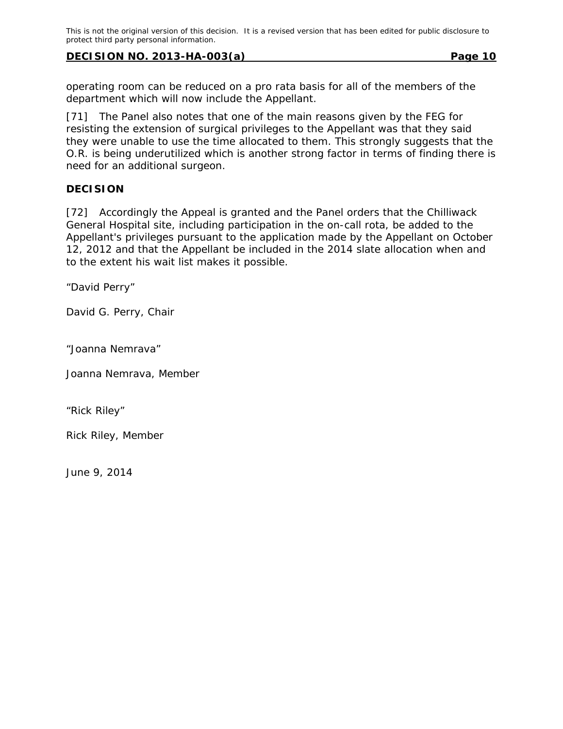operating room can be reduced on a pro rata basis for all of the members of the department which will now include the Appellant.

[71] The Panel also notes that one of the main reasons given by the FEG for resisting the extension of surgical privileges to the Appellant was that they said they were unable to use the time allocated to them. This strongly suggests that the O.R. is being underutilized which is another strong factor in terms of finding there is need for an additional surgeon.

## DECISION

[72] Accordingly the Appeal is granted and the Panel orders that the Chilliwack General Hospital site, including participation in the on-call rota, be added to the Appellant's privileges pursuant to the application made by the Appellant on October 12, 2012 and that the Appellant be included in the 2014 slate allocation when and to the extent his wait list makes it possible.

"David Perry"

David G. Perry, Chair

"Joanna Nemrava"

Joanna Nemrava, Member

"Rick Riley"

Rick Riley, Member

June 9, 2014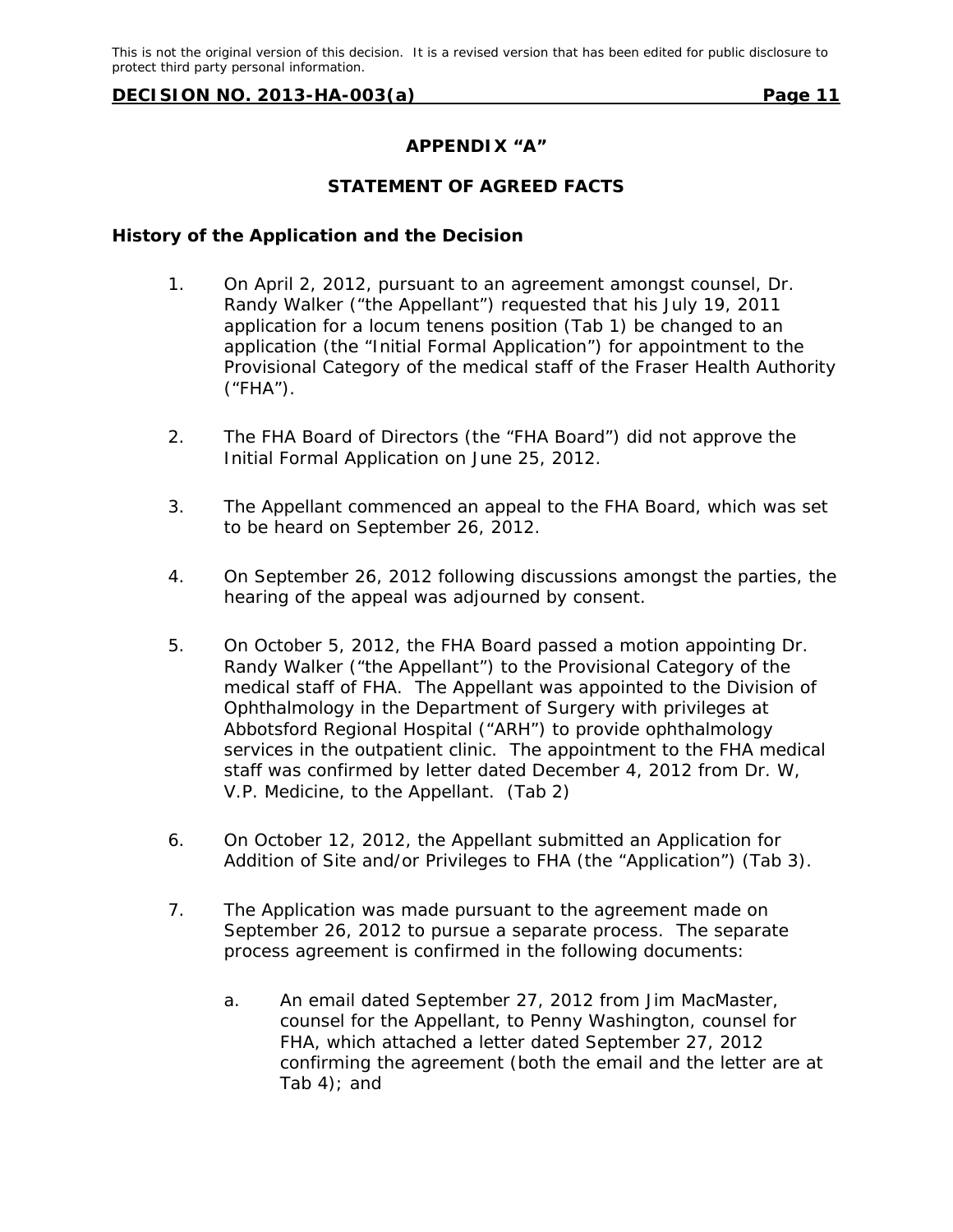# APPENDIX "A"

## STATEMENT OF AGREED FACTS

### History of the Application and the Decision

1. On April 2, 2012, pursuant to an agreement amongst counsel, Dr. Randy Walker ("the Appellant") requested that his July 19, 2011 application for a locum tenens position (Tab 1) be changed to an application (the "Initial Formal Application") for appointment to the Provisional Category of the medical staff of the Fraser Health Authority ("FHA").

2. The FHA Board of Directors (the "FHA Board") did not approve the Initial Formal Application on June 25, 2012.

3. The Appellant commenced an appeal to the FHA Board, which was set to be heard on September 26, 2012.

4. On September 26, 2012 following discussions amongst the parties, the hearing of the appeal was adjourned by consent.

5. On October 5, 2012, the FHA Board passed a motion appointing Dr. Randy Walker ("the Appellant") to the Provisional Category of the medical staff of FHA. The Appellant was appointed to the Division of Ophthalmology in the Department of Surgery with privileges at Abbotsford Regional Hospital ("ARH") to provide ophthalmology services in the outpatient clinic. The appointment to the FHA medical staff was confirmed by letter dated December 4, 2012 from Dr. W, V.P. Medicine, to the Appellant. (Tab 2)

6. On October 12, 2012, the Appellant submitted an Application for Addition of Site and/or Privileges to FHA (the "Application") (Tab 3).

7. The Application was made pursuant to the agreement made on September 26, 2012 to pursue a separate process. The separate process agreement is confirmed in the following documents:

    a. An email dated September 27, 2012 from Jim MacMaster, counsel for the Appellant, to Penny Washington, counsel for FHA, which attached a letter dated September 27, 2012 confirming the agreement (both the email and the letter are at Tab 4); and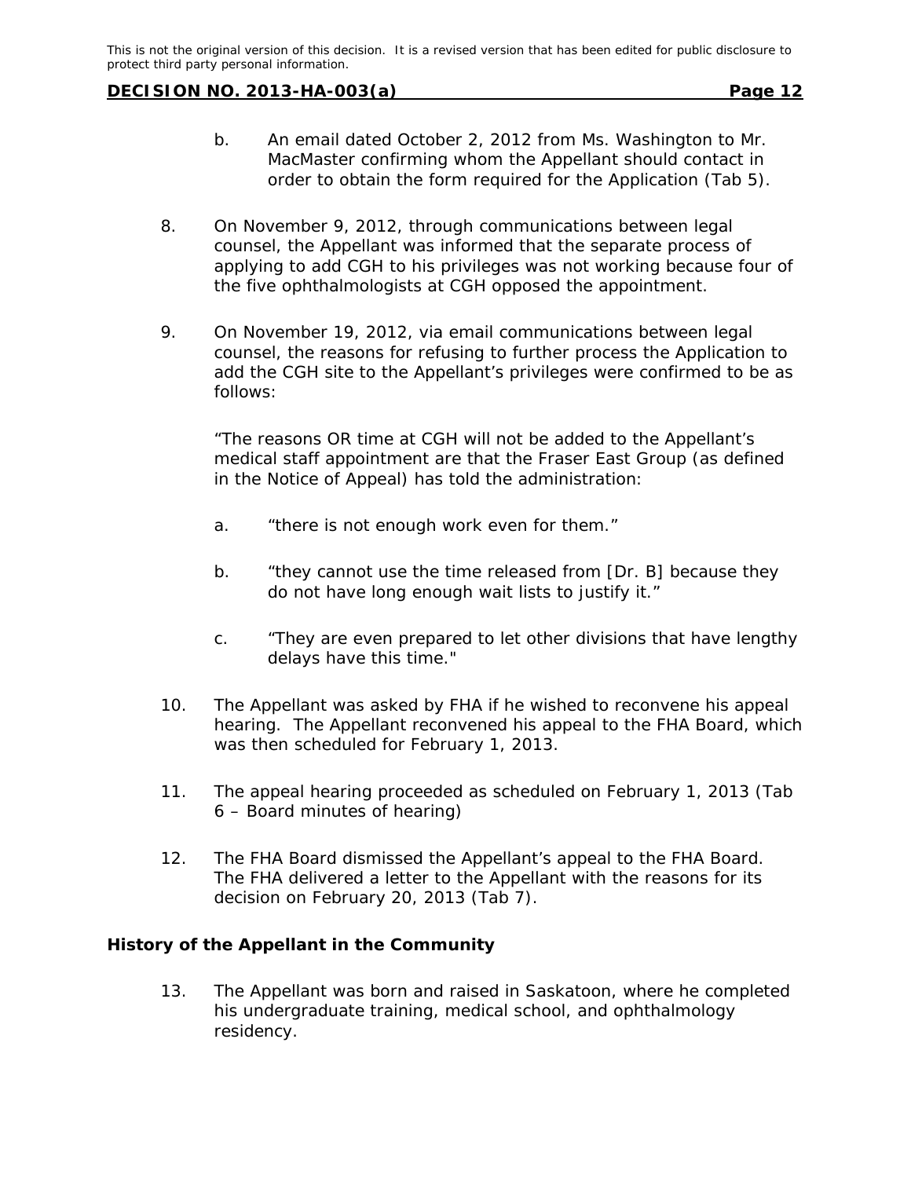b. An email dated October 2, 2012 from Ms. Washington to Mr. MacMaster confirming whom the Appellant should contact in order to obtain the form required for the Application (Tab 5).

8. On November 9, 2012, through communications between legal counsel, the Appellant was informed that the separate process of applying to add CGH to his privileges was not working because four of the five ophthalmologists at CGH opposed the appointment.

9. On November 19, 2012, via email communications between legal counsel, the reasons for refusing to further process the Application to add the CGH site to the Appellant's privileges were confirmed to be as follows:

   "The reasons OR time at CGH will not be added to the Appellant's medical staff appointment are that the Fraser East Group (as defined in the Notice of Appeal) has told the administration:

   a. "there is not enough work even for them."

   b. "they cannot use the time released from [Dr. B] because they do not have long enough wait lists to justify it."

   c. "They are even prepared to let other divisions that have lengthy delays have this time."

10. The Appellant was asked by FHA if he wished to reconvene his appeal hearing. The Appellant reconvened his appeal to the FHA Board, which was then scheduled for February 1, 2013.

11. The appeal hearing proceeded as scheduled on February 1, 2013 (Tab 6 – Board minutes of hearing)

12. The FHA Board dismissed the Appellant's appeal to the FHA Board. The FHA delivered a letter to the Appellant with the reasons for its decision on February 20, 2013 (Tab 7).

### History of the Appellant in the Community

13. The Appellant was born and raised in Saskatoon, where he completed his undergraduate training, medical school, and ophthalmology residency.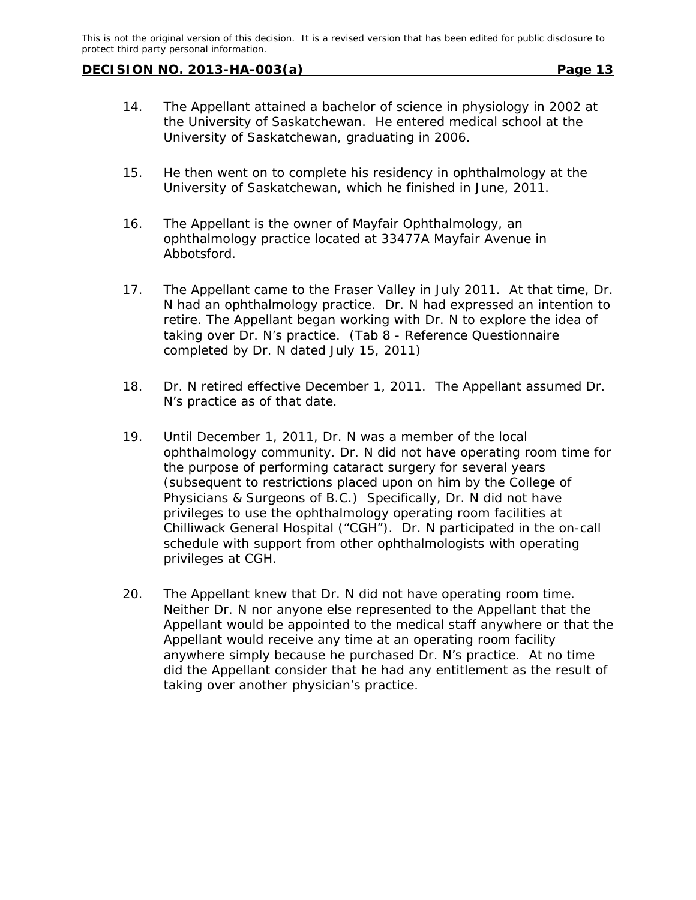14. The Appellant attained a bachelor of science in physiology in 2002 at the University of Saskatchewan. He entered medical school at the University of Saskatchewan, graduating in 2006.

15. He then went on to complete his residency in ophthalmology at the University of Saskatchewan, which he finished in June, 2011.

16. The Appellant is the owner of Mayfair Ophthalmology, an ophthalmology practice located at 33477A Mayfair Avenue in Abbotsford.

17. The Appellant came to the Fraser Valley in July 2011. At that time, Dr. N had an ophthalmology practice. Dr. N had expressed an intention to retire. The Appellant began working with Dr. N to explore the idea of taking over Dr. N's practice. (Tab 8 - Reference Questionnaire completed by Dr. N dated July 15, 2011)

18. Dr. N retired effective December 1, 2011. The Appellant assumed Dr. N's practice as of that date.

19. Until December 1, 2011, Dr. N was a member of the local ophthalmology community. Dr. N did not have operating room time for the purpose of performing cataract surgery for several years (subsequent to restrictions placed upon on him by the College of Physicians & Surgeons of B.C.) Specifically, Dr. N did not have privileges to use the ophthalmology operating room facilities at Chilliwack General Hospital ("CGH"). Dr. N participated in the on-call schedule with support from other ophthalmologists with operating privileges at CGH.

20. The Appellant knew that Dr. N did not have operating room time. Neither Dr. N nor anyone else represented to the Appellant that the Appellant would be appointed to the medical staff anywhere or that the Appellant would receive any time at an operating room facility anywhere simply because he purchased Dr. N's practice. At no time did the Appellant consider that he had any entitlement as the result of taking over another physician's practice.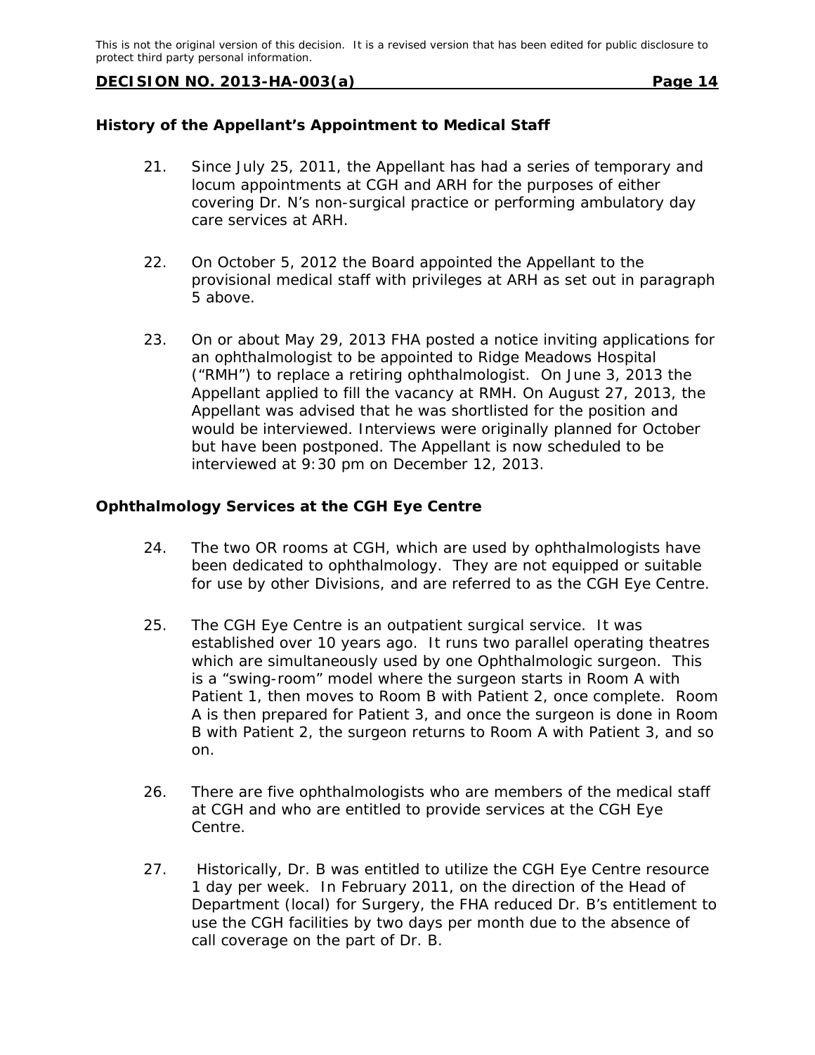## History of the Appellant's Appointment to Medical Staff

21. Since July 25, 2011, the Appellant has had a series of temporary and locum appointments at CGH and ARH for the purposes of either covering Dr. N's non-surgical practice or performing ambulatory day care services at ARH.

22. On October 5, 2012 the Board appointed the Appellant to the provisional medical staff with privileges at ARH as set out in paragraph 5 above.

23. On or about May 29, 2013 FHA posted a notice inviting applications for an ophthalmologist to be appointed to Ridge Meadows Hospital ("RMH") to replace a retiring ophthalmologist. On June 3, 2013 the Appellant applied to fill the vacancy at RMH. On August 27, 2013, the Appellant was advised that he was shortlisted for the position and would be interviewed. Interviews were originally planned for October but have been postponed. The Appellant is now scheduled to be interviewed at 9:30 pm on December 12, 2013.

## Ophthalmology Services at the CGH Eye Centre

24. The two OR rooms at CGH, which are used by ophthalmologists have been dedicated to ophthalmology. They are not equipped or suitable for use by other Divisions, and are referred to as the CGH Eye Centre.

25. The CGH Eye Centre is an outpatient surgical service. It was established over 10 years ago. It runs two parallel operating theatres which are simultaneously used by one Ophthalmologic surgeon. This is a "swing-room" model where the surgeon starts in Room A with Patient 1, then moves to Room B with Patient 2, once complete. Room A is then prepared for Patient 3, and once the surgeon is done in Room B with Patient 2, the surgeon returns to Room A with Patient 3, and so on.

26. There are five ophthalmologists who are members of the medical staff at CGH and who are entitled to provide services at the CGH Eye Centre.

27. Historically, Dr. B was entitled to utilize the CGH Eye Centre resource 1 day per week. In February 2011, on the direction of the Head of Department (local) for Surgery, the FHA reduced Dr. B's entitlement to use the CGH facilities by two days per month due to the absence of call coverage on the part of Dr. B.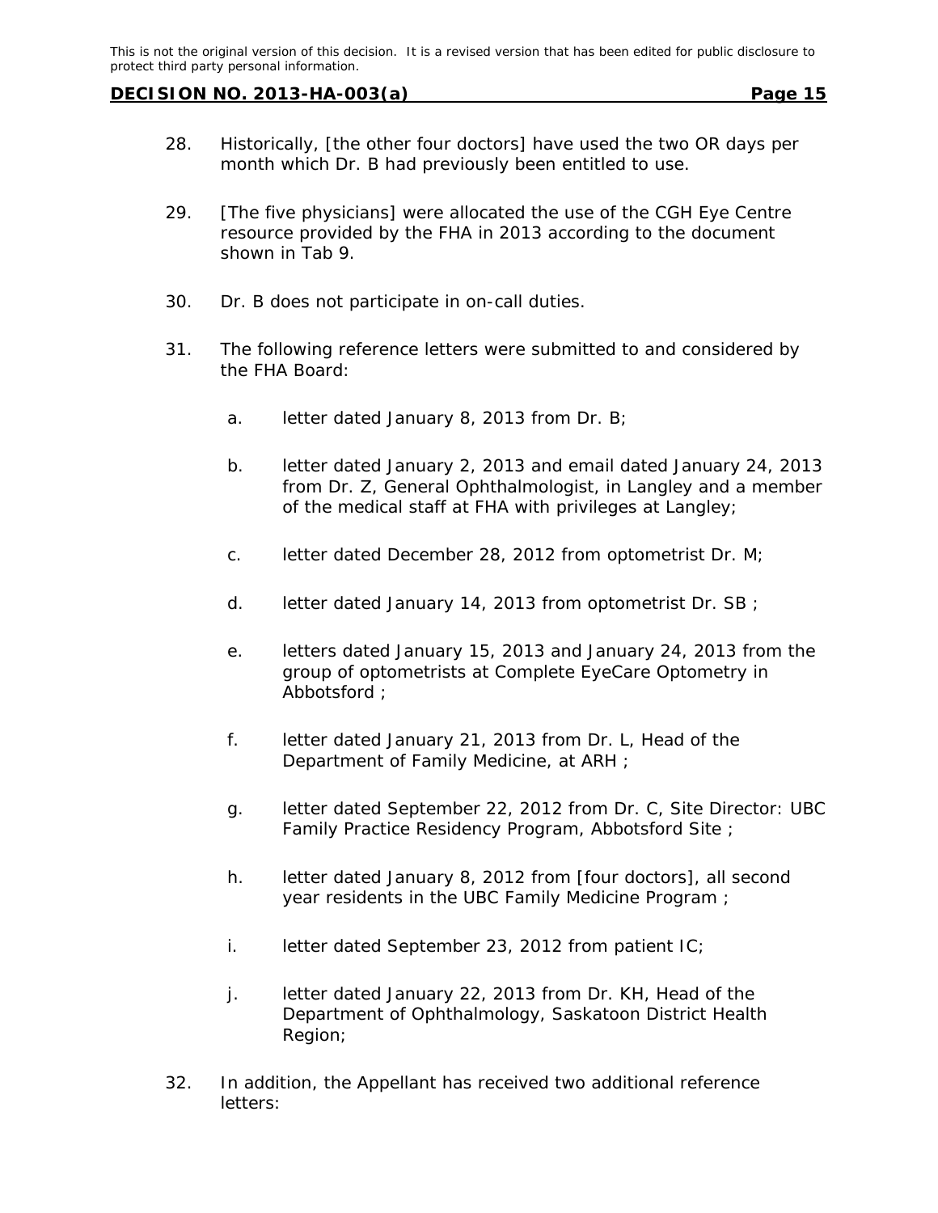28. Historically, [the other four doctors] have used the two OR days per month which Dr. B had previously been entitled to use.

29. [The five physicians] were allocated the use of the CGH Eye Centre resource provided by the FHA in 2013 according to the document shown in Tab 9.

30. Dr. B does not participate in on-call duties.

31. The following reference letters were submitted to and considered by the FHA Board:

    a. letter dated January 8, 2013 from Dr. B;

    b. letter dated January 2, 2013 and email dated January 24, 2013 from Dr. Z, General Ophthalmologist, in Langley and a member of the medical staff at FHA with privileges at Langley;

    c. letter dated December 28, 2012 from optometrist Dr. M;

    d. letter dated January 14, 2013 from optometrist Dr. SB ;

    e. letters dated January 15, 2013 and January 24, 2013 from the group of optometrists at Complete EyeCare Optometry in Abbotsford ;

    f. letter dated January 21, 2013 from Dr. L, Head of the Department of Family Medicine, at ARH ;

    g. letter dated September 22, 2012 from Dr. C, Site Director: UBC Family Practice Residency Program, Abbotsford Site ;

    h. letter dated January 8, 2012 from [four doctors], all second year residents in the UBC Family Medicine Program ;

    i. letter dated September 23, 2012 from patient IC;

    j. letter dated January 22, 2013 from Dr. KH, Head of the Department of Ophthalmology, Saskatoon District Health Region;

32. In addition, the Appellant has received two additional reference letters: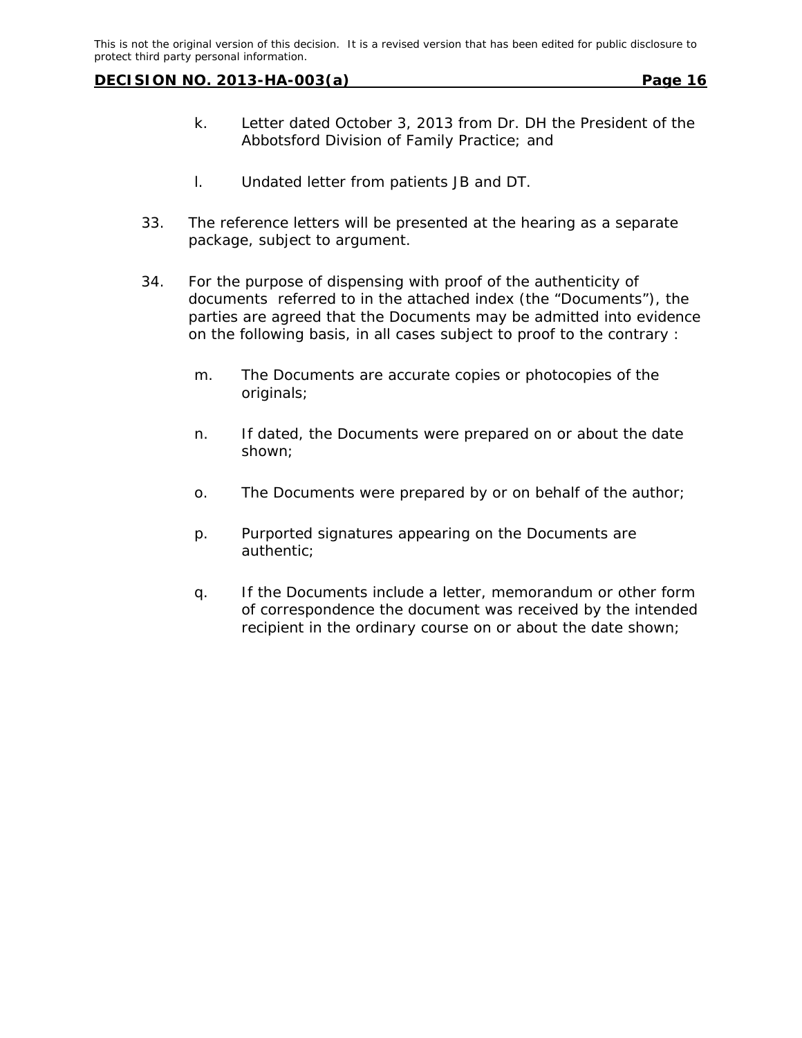k. Letter dated October 3, 2013 from Dr. DH the President of the Abbotsford Division of Family Practice; and

l. Undated letter from patients JB and DT.

33. The reference letters will be presented at the hearing as a separate package, subject to argument.

34. For the purpose of dispensing with proof of the authenticity of documents referred to in the attached index (the "Documents"), the parties are agreed that the Documents may be admitted into evidence on the following basis, in all cases subject to proof to the contrary :

m. The Documents are accurate copies or photocopies of the originals;

n. If dated, the Documents were prepared on or about the date shown;

o. The Documents were prepared by or on behalf of the author;

p. Purported signatures appearing on the Documents are authentic;

q. If the Documents include a letter, memorandum or other form of correspondence the document was received by the intended recipient in the ordinary course on or about the date shown;